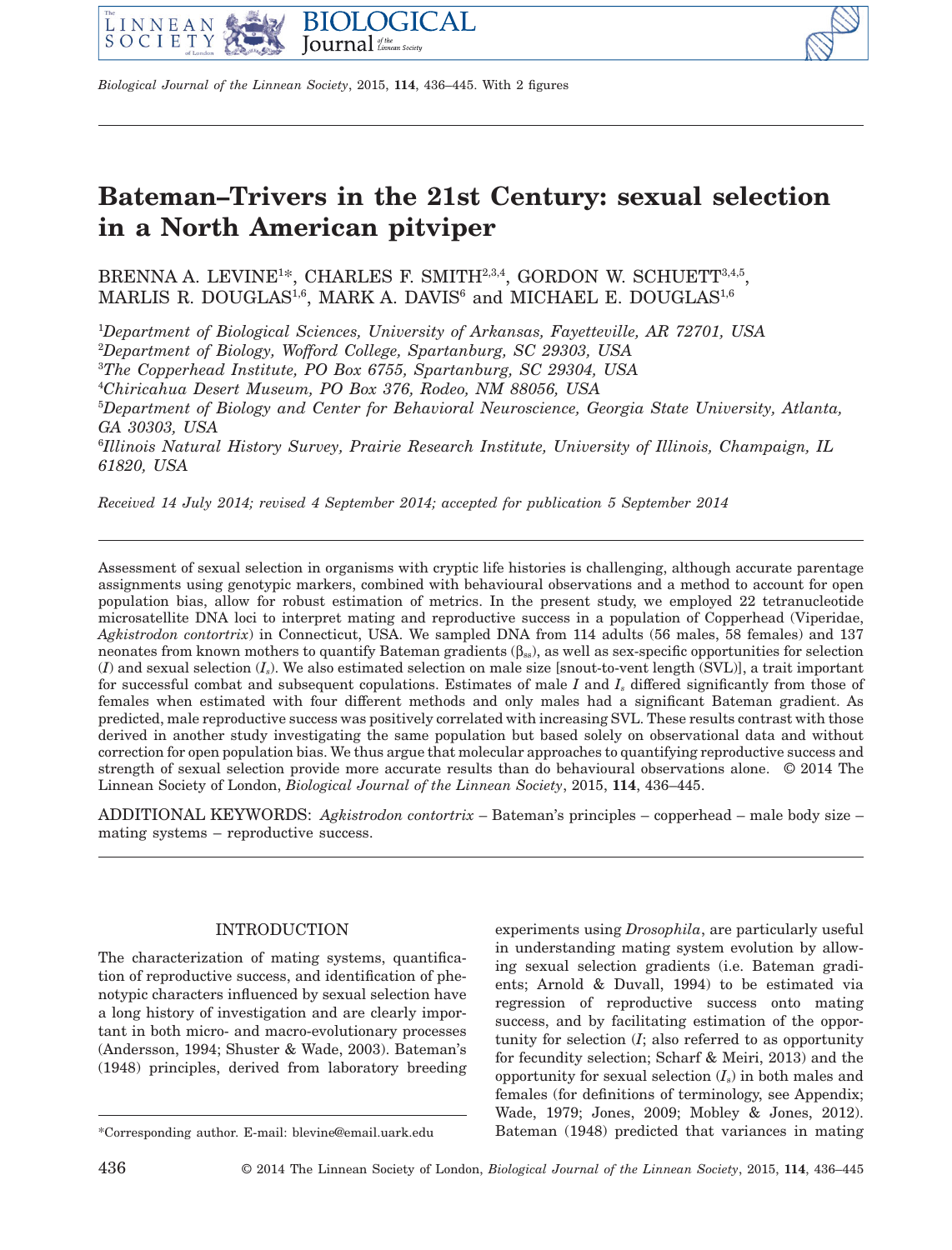# Bateman–Trivers in the 21st Century: sexual selection in a North American pitviper

BRENNA A. LEVINE[1]*, CHARLES F. SMITH[2,3,4], GORDON W. SCHUETT[3,4,5], MARLIS R. DOUGLAS[1,6], MARK A. DAVIS[6] and MICHAEL E. DOUGLAS[1,6]

[1]*Department of Biological Sciences, University of Arkansas, Fayetteville, AR 72701, USA*
[2]*Department of Biology, Wofford College, Spartanburg, SC 29303, USA*
[3]*The Copperhead Institute, PO Box 6755, Spartanburg, SC 29304, USA*
[4]*Chiricahua Desert Museum, PO Box 376, Rodeo, NM 88056, USA*
[5]*Department of Biology and Center for Behavioral Neuroscience, Georgia State University, Atlanta, GA 30303, USA*
[6]*Illinois Natural History Survey, Prairie Research Institute, University of Illinois, Champaign, IL 61820, USA*

*Received 14 July 2014; revised 4 September 2014; accepted for publication 5 September 2014*

Assessment of sexual selection in organisms with cryptic life histories is challenging, although accurate parentage assignments using genotypic markers, combined with behavioural observations and a method to account for open population bias, allow for robust estimation of metrics. In the present study, we employed 22 tetranucleotide microsatellite DNA loci to interpret mating and reproductive success in a population of Copperhead (Viperidae, *Agkistrodon contortrix*) in Connecticut, USA. We sampled DNA from 114 adults (56 males, 58 females) and 137 neonates from known mothers to quantify Bateman gradients ($\beta_{ss}$), as well as sex-specific opportunities for selection ($I$) and sexual selection ($I_s$). We also estimated selection on male size [snout-to-vent length (SVL)], a trait important for successful combat and subsequent copulations. Estimates of male $I$ and $I_s$ differed significantly from those of females when estimated with four different methods and only males had a significant Bateman gradient. As predicted, male reproductive success was positively correlated with increasing SVL. These results contrast with those derived in another study investigating the same population but based solely on observational data and without correction for open population bias. We thus argue that molecular approaches to quantifying reproductive success and strength of sexual selection provide more accurate results than do behavioural observations alone. © 2014 The Linnean Society of London, *Biological Journal of the Linnean Society*, 2015, **114**, 436–445.

ADDITIONAL KEYWORDS: *Agkistrodon contortrix* – Bateman's principles – copperhead – male body size – mating systems – reproductive success.

## INTRODUCTION

The characterization of mating systems, quantification of reproductive success, and identification of phenotypic characters influenced by sexual selection have a long history of investigation and are clearly important in both micro- and macro-evolutionary processes (Andersson, 1994; Shuster & Wade, 2003). Bateman's (1948) principles, derived from laboratory breeding experiments using *Drosophila*, are particularly useful in understanding mating system evolution by allowing sexual selection gradients (i.e. Bateman gradients; Arnold & Duvall, 1994) to be estimated via regression of reproductive success onto mating success, and by facilitating estimation of the opportunity for selection ($I$; also referred to as opportunity for fecundity selection; Scharf & Meiri, 2013) and the opportunity for sexual selection ($I_s$) in both males and females (for definitions of terminology, see Appendix; Wade, 1979; Jones, 2009; Mobley & Jones, 2012). Bateman (1948) predicted that variances in mating

*Corresponding author. E-mail: blevine@email.uark.edu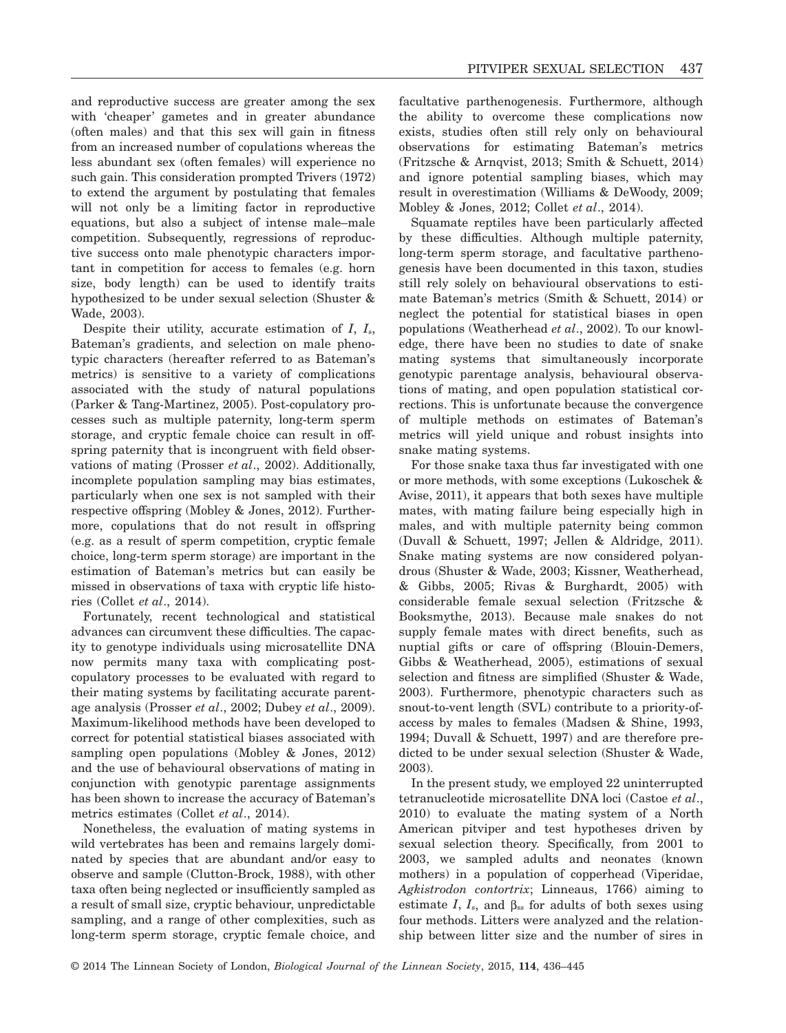and reproductive success are greater among the sex with 'cheaper' gametes and in greater abundance (often males) and that this sex will gain in fitness from an increased number of copulations whereas the less abundant sex (often females) will experience no such gain. This consideration prompted Trivers (1972) to extend the argument by postulating that females will not only be a limiting factor in reproductive equations, but also a subject of intense male–male competition. Subsequently, regressions of reproductive success onto male phenotypic characters important in competition for access to females (e.g. horn size, body length) can be used to identify traits hypothesized to be under sexual selection (Shuster & Wade, 2003).

Despite their utility, accurate estimation of $I$, $I_s$, Bateman's gradients, and selection on male phenotypic characters (hereafter referred to as Bateman's metrics) is sensitive to a variety of complications associated with the study of natural populations (Parker & Tang-Martinez, 2005). Post-copulatory processes such as multiple paternity, long-term sperm storage, and cryptic female choice can result in offspring paternity that is incongruent with field observations of mating (Prosser *et al*., 2002). Additionally, incomplete population sampling may bias estimates, particularly when one sex is not sampled with their respective offspring (Mobley & Jones, 2012). Furthermore, copulations that do not result in offspring (e.g. as a result of sperm competition, cryptic female choice, long-term sperm storage) are important in the estimation of Bateman's metrics but can easily be missed in observations of taxa with cryptic life histories (Collet *et al*., 2014).

Fortunately, recent technological and statistical advances can circumvent these difficulties. The capacity to genotype individuals using microsatellite DNA now permits many taxa with complicating post-copulatory processes to be evaluated with regard to their mating systems by facilitating accurate parentage analysis (Prosser *et al*., 2002; Dubey *et al*., 2009). Maximum-likelihood methods have been developed to correct for potential statistical biases associated with sampling open populations (Mobley & Jones, 2012) and the use of behavioural observations of mating in conjunction with genotypic parentage assignments has been shown to increase the accuracy of Bateman's metrics estimates (Collet *et al*., 2014).

Nonetheless, the evaluation of mating systems in wild vertebrates has been and remains largely dominated by species that are abundant and/or easy to observe and sample (Clutton-Brock, 1988), with other taxa often being neglected or insufficiently sampled as a result of small size, cryptic behaviour, unpredictable sampling, and a range of other complexities, such as long-term sperm storage, cryptic female choice, and facultative parthenogenesis. Furthermore, although the ability to overcome these complications now exists, studies often still rely only on behavioural observations for estimating Bateman's metrics (Fritzsche & Arnqvist, 2013; Smith & Schuett, 2014) and ignore potential sampling biases, which may result in overestimation (Williams & DeWoody, 2009; Mobley & Jones, 2012; Collet *et al*., 2014).

Squamate reptiles have been particularly affected by these difficulties. Although multiple paternity, long-term sperm storage, and facultative parthenogenesis have been documented in this taxon, studies still rely solely on behavioural observations to estimate Bateman's metrics (Smith & Schuett, 2014) or neglect the potential for statistical biases in open populations (Weatherhead *et al*., 2002). To our knowledge, there have been no studies to date of snake mating systems that simultaneously incorporate genotypic parentage analysis, behavioural observations of mating, and open population statistical corrections. This is unfortunate because the convergence of multiple methods on estimates of Bateman's metrics will yield unique and robust insights into snake mating systems.

For those snake taxa thus far investigated with one or more methods, with some exceptions (Lukoschek & Avise, 2011), it appears that both sexes have multiple mates, with mating failure being especially high in males, and with multiple paternity being common (Duvall & Schuett, 1997; Jellen & Aldridge, 2011). Snake mating systems are now considered polyandrous (Shuster & Wade, 2003; Kissner, Weatherhead, & Gibbs, 2005; Rivas & Burghardt, 2005) with considerable female sexual selection (Fritzsche & Booksmythe, 2013). Because male snakes do not supply female mates with direct benefits, such as nuptial gifts or care of offspring (Blouin-Demers, Gibbs & Weatherhead, 2005), estimations of sexual selection and fitness are simplified (Shuster & Wade, 2003). Furthermore, phenotypic characters such as snout-to-vent length (SVL) contribute to a priority-of-access by males to females (Madsen & Shine, 1993, 1994; Duvall & Schuett, 1997) and are therefore predicted to be under sexual selection (Shuster & Wade, 2003).

In the present study, we employed 22 uninterrupted tetranucleotide microsatellite DNA loci (Castoe *et al*., 2010) to evaluate the mating system of a North American pitviper and test hypotheses driven by sexual selection theory. Specifically, from 2001 to 2003, we sampled adults and neonates (known mothers) in a population of copperhead (Viperidae, *Agkistrodon contortrix*; Linneaus, 1766) aiming to estimate $I$, $I_s$, and $\beta_{ss}$ for adults of both sexes using four methods. Litters were analyzed and the relationship between litter size and the number of sires in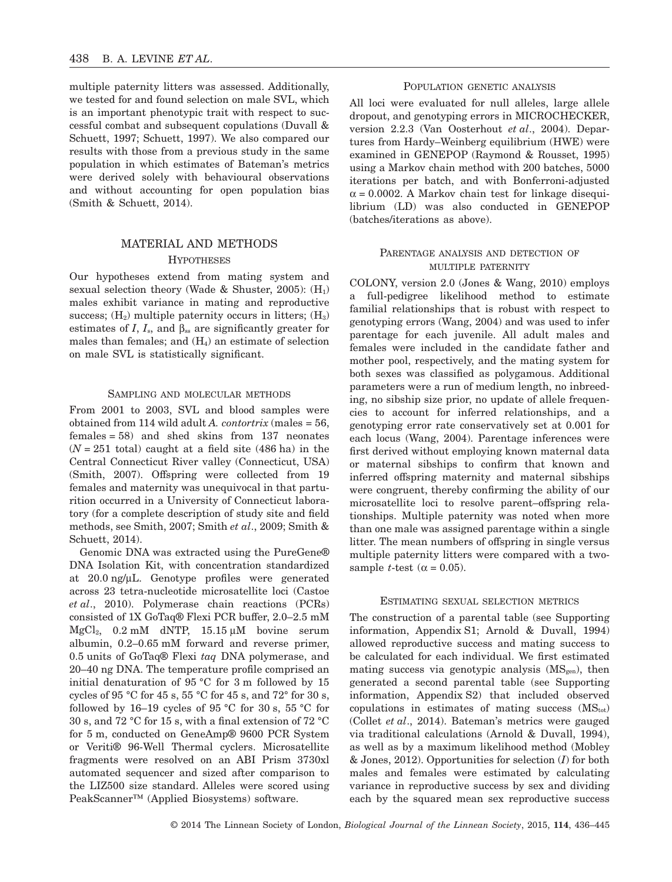multiple paternity litters was assessed. Additionally, we tested for and found selection on male SVL, which is an important phenotypic trait with respect to successful combat and subsequent copulations (Duvall & Schuett, 1997; Schuett, 1997). We also compared our results with those from a previous study in the same population in which estimates of Bateman's metrics were derived solely with behavioural observations and without accounting for open population bias (Smith & Schuett, 2014).

## MATERIAL AND METHODS

### HYPOTHESES

Our hypotheses extend from mating system and sexual selection theory (Wade & Shuster, 2005): ($H_1$) males exhibit variance in mating and reproductive success; ($H_2$) multiple paternity occurs in litters; ($H_3$) estimates of $I$, $I_s$, and $\beta_{ss}$ are significantly greater for males than females; and ($H_4$) an estimate of selection on male SVL is statistically significant.

### SAMPLING AND MOLECULAR METHODS

From 2001 to 2003, SVL and blood samples were obtained from 114 wild adult *A. contortrix* (males = 56, females = 58) and shed skins from 137 neonates ($N$ = 251 total) caught at a field site (486 ha) in the Central Connecticut River valley (Connecticut, USA) (Smith, 2007). Offspring were collected from 19 females and maternity was unequivocal in that parturition occurred in a University of Connecticut laboratory (for a complete description of study site and field methods, see Smith, 2007; Smith *et al*., 2009; Smith & Schuett, 2014).

Genomic DNA was extracted using the PureGene® DNA Isolation Kit, with concentration standardized at 20.0 ng/μL. Genotype profiles were generated across 23 tetra-nucleotide microsatellite loci (Castoe *et al*., 2010). Polymerase chain reactions (PCRs) consisted of 1X GoTaq® Flexi PCR buffer, 2.0–2.5 mM $MgCl_2$, 0.2 mM dNTP, 15.15 μM bovine serum albumin, 0.2–0.65 mM forward and reverse primer, 0.5 units of GoTaq® Flexi *taq* DNA polymerase, and 20–40 ng DNA. The temperature profile comprised an initial denaturation of 95 °C for 3 m followed by 15 cycles of 95 °C for 45 s, 55 °C for 45 s, and 72° for 30 s, followed by 16–19 cycles of 95 °C for 30 s, 55 °C for 30 s, and 72 °C for 15 s, with a final extension of 72 °C for 5 m, conducted on GeneAmp® 9600 PCR System or Veriti® 96-Well Thermal cyclers. Microsatellite fragments were resolved on an ABI Prism 3730xl automated sequencer and sized after comparison to the LIZ500 size standard. Alleles were scored using PeakScanner™ (Applied Biosystems) software.

### POPULATION GENETIC ANALYSIS

All loci were evaluated for null alleles, large allele dropout, and genotyping errors in MICROCHECKER, version 2.2.3 (Van Oosterhout *et al*., 2004). Departures from Hardy–Weinberg equilibrium (HWE) were examined in GENEPOP (Raymond & Rousset, 1995) using a Markov chain method with 200 batches, 5000 iterations per batch, and with Bonferroni-adjusted $\alpha = 0.0002$. A Markov chain test for linkage disequilibrium (LD) was also conducted in GENEPOP (batches/iterations as above).

### PARENTAGE ANALYSIS AND DETECTION OF MULTIPLE PATERNITY

COLONY, version 2.0 (Jones & Wang, 2010) employs a full-pedigree likelihood method to estimate familial relationships that is robust with respect to genotyping errors (Wang, 2004) and was used to infer parentage for each juvenile. All adult males and females were included in the candidate father and mother pool, respectively, and the mating system for both sexes was classified as polygamous. Additional parameters were a run of medium length, no inbreeding, no sibship size prior, no update of allele frequencies to account for inferred relationships, and a genotyping error rate conservatively set at 0.001 for each locus (Wang, 2004). Parentage inferences were first derived without employing known maternal data or maternal sibships to confirm that known and inferred offspring maternity and maternal sibships were congruent, thereby confirming the ability of our microsatellite loci to resolve parent–offspring relationships. Multiple paternity was noted when more than one male was assigned parentage within a single litter. The mean numbers of offspring in single versus multiple paternity litters were compared with a two-sample $t$-test ($\alpha = 0.05$).

### ESTIMATING SEXUAL SELECTION METRICS

The construction of a parental table (see Supporting information, Appendix S1; Arnold & Duvall, 1994) allowed reproductive success and mating success to be calculated for each individual. We first estimated mating success via genotypic analysis ($MS_{gen}$), then generated a second parental table (see Supporting information, Appendix S2) that included observed copulations in estimates of mating success ($MS_{tot}$) (Collet *et al*., 2014). Bateman's metrics were gauged via traditional calculations (Arnold & Duvall, 1994), as well as by a maximum likelihood method (Mobley & Jones, 2012). Opportunities for selection ($I$) for both males and females were estimated by calculating variance in reproductive success by sex and dividing each by the squared mean sex reproductive success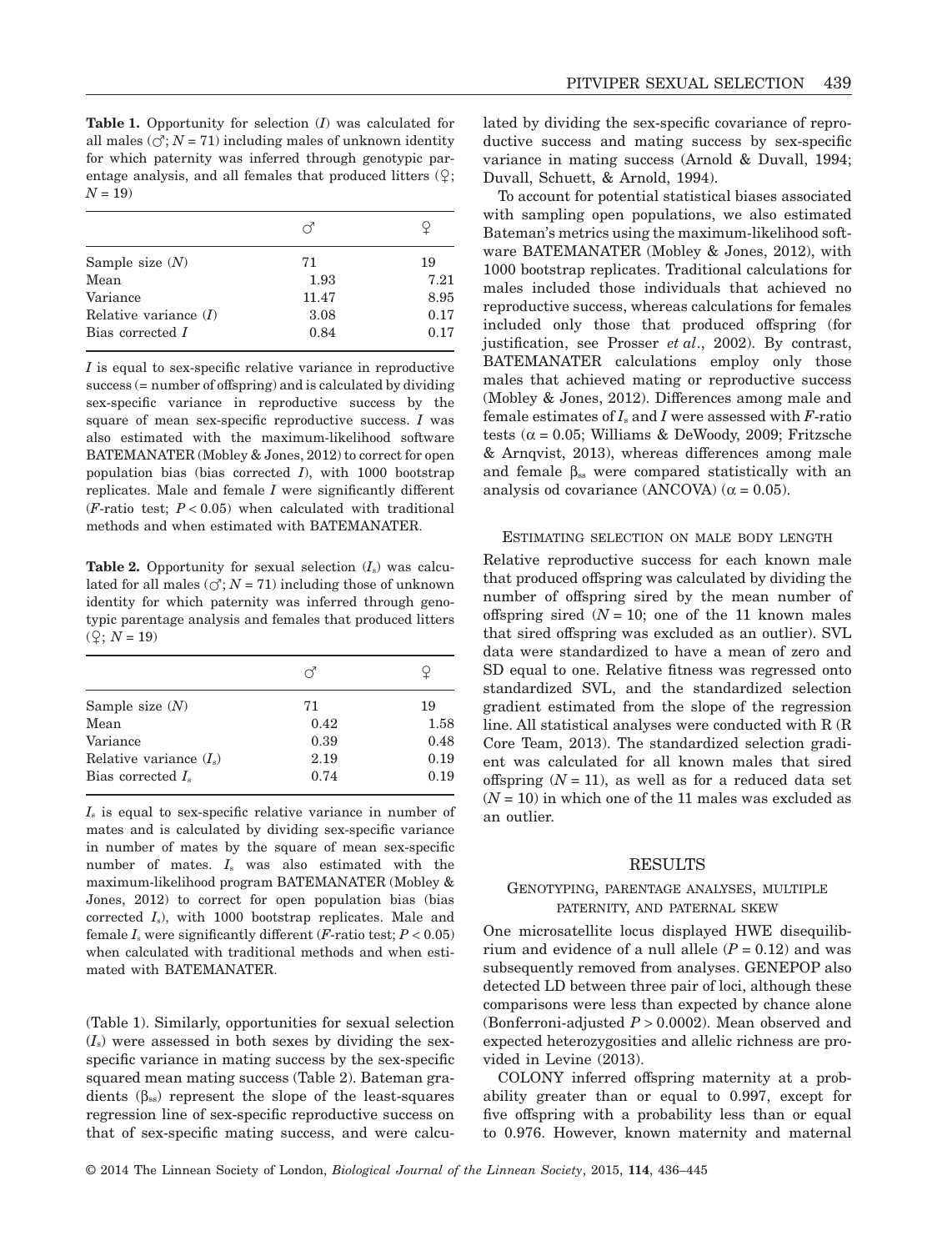**Table 1.** Opportunity for selection ($I$) was calculated for all males (♂; $N = 71$) including males of unknown identity for which paternity was inferred through genotypic parentage analysis, and all females that produced litters (♀; $N = 19$)

| | ♂ | ♀ |
|---|---|---|
| Sample size ($N$) | 71 | 19 |
| Mean | 1.93 | 7.21 |
| Variance | 11.47 | 8.95 |
| Relative variance ($I$) | 3.08 | 0.17 |
| Bias corrected $I$ | 0.84 | 0.17 |

$I$ is equal to sex-specific relative variance in reproductive success (= number of offspring) and is calculated by dividing sex-specific variance in reproductive success by the square of mean sex-specific reproductive success. $I$ was also estimated with the maximum-likelihood software BATEMANATER (Mobley & Jones, 2012) to correct for open population bias (bias corrected $I$), with 1000 bootstrap replicates. Male and female $I$ were significantly different ($F$-ratio test; $P < 0.05$) when calculated with traditional methods and when estimated with BATEMANATER.

**Table 2.** Opportunity for sexual selection ($I_s$) was calculated for all males (♂; $N = 71$) including those of unknown identity for which paternity was inferred through genotypic parentage analysis and females that produced litters (♀; $N = 19$)

| | ♂ | ♀ |
|---|---|---|
| Sample size ($N$) | 71 | 19 |
| Mean | 0.42 | 1.58 |
| Variance | 0.39 | 0.48 |
| Relative variance ($I_s$) | 2.19 | 0.19 |
| Bias corrected $I_s$ | 0.74 | 0.19 |

$I_s$ is equal to sex-specific relative variance in number of mates and is calculated by dividing sex-specific variance in number of mates by the square of mean sex-specific number of mates. $I_s$ was also estimated with the maximum-likelihood program BATEMANATER (Mobley & Jones, 2012) to correct for open population bias (bias corrected $I_s$), with 1000 bootstrap replicates. Male and female $I_s$ were significantly different ($F$-ratio test; $P < 0.05$) when calculated with traditional methods and when estimated with BATEMANATER.

(Table 1). Similarly, opportunities for sexual selection ($I_s$) were assessed in both sexes by dividing the sex-specific variance in mating success by the sex-specific squared mean mating success (Table 2). Bateman gradients ($\beta_{ss}$) represent the slope of the least-squares regression line of sex-specific reproductive success on that of sex-specific mating success, and were calculated by dividing the sex-specific covariance of reproductive success and mating success by sex-specific variance in mating success (Arnold & Duvall, 1994; Duvall, Schuett, & Arnold, 1994).

To account for potential statistical biases associated with sampling open populations, we also estimated Bateman's metrics using the maximum-likelihood software BATEMANATER (Mobley & Jones, 2012), with 1000 bootstrap replicates. Traditional calculations for males included those individuals that achieved no reproductive success, whereas calculations for females included only those that produced offspring (for justification, see Prosser *et al*., 2002). By contrast, BATEMANATER calculations employ only those males that achieved mating or reproductive success (Mobley & Jones, 2012). Differences among male and female estimates of $I_s$ and $I$ were assessed with $F$-ratio tests ($\alpha = 0.05$; Williams & DeWoody, 2009; Fritzsche & Arnqvist, 2013), whereas differences among male and female $\beta_{ss}$ were compared statistically with an analysis od covariance (ANCOVA) ($\alpha = 0.05$).

### Estimating selection on male body length

Relative reproductive success for each known male that produced offspring was calculated by dividing the number of offspring sired by the mean number of offspring sired ($N = 10$; one of the 11 known males that sired offspring was excluded as an outlier). SVL data were standardized to have a mean of zero and SD equal to one. Relative fitness was regressed onto standardized SVL, and the standardized selection gradient estimated from the slope of the regression line. All statistical analyses were conducted with R (R Core Team, 2013). The standardized selection gradient was calculated for all known males that sired offspring ($N = 11$), as well as for a reduced data set ($N = 10$) in which one of the 11 males was excluded as an outlier.

## Results

### Genotyping, parentage analyses, multiple paternity, and paternal skew

One microsatellite locus displayed HWE disequilibrium and evidence of a null allele ($P = 0.12$) and was subsequently removed from analyses. GENEPOP also detected LD between three pair of loci, although these comparisons were less than expected by chance alone (Bonferroni-adjusted $P > 0.0002$). Mean observed and expected heterozygosities and allelic richness are provided in Levine (2013).

COLONY inferred offspring maternity at a probability greater than or equal to 0.997, except for five offspring with a probability less than or equal to 0.976. However, known maternity and maternal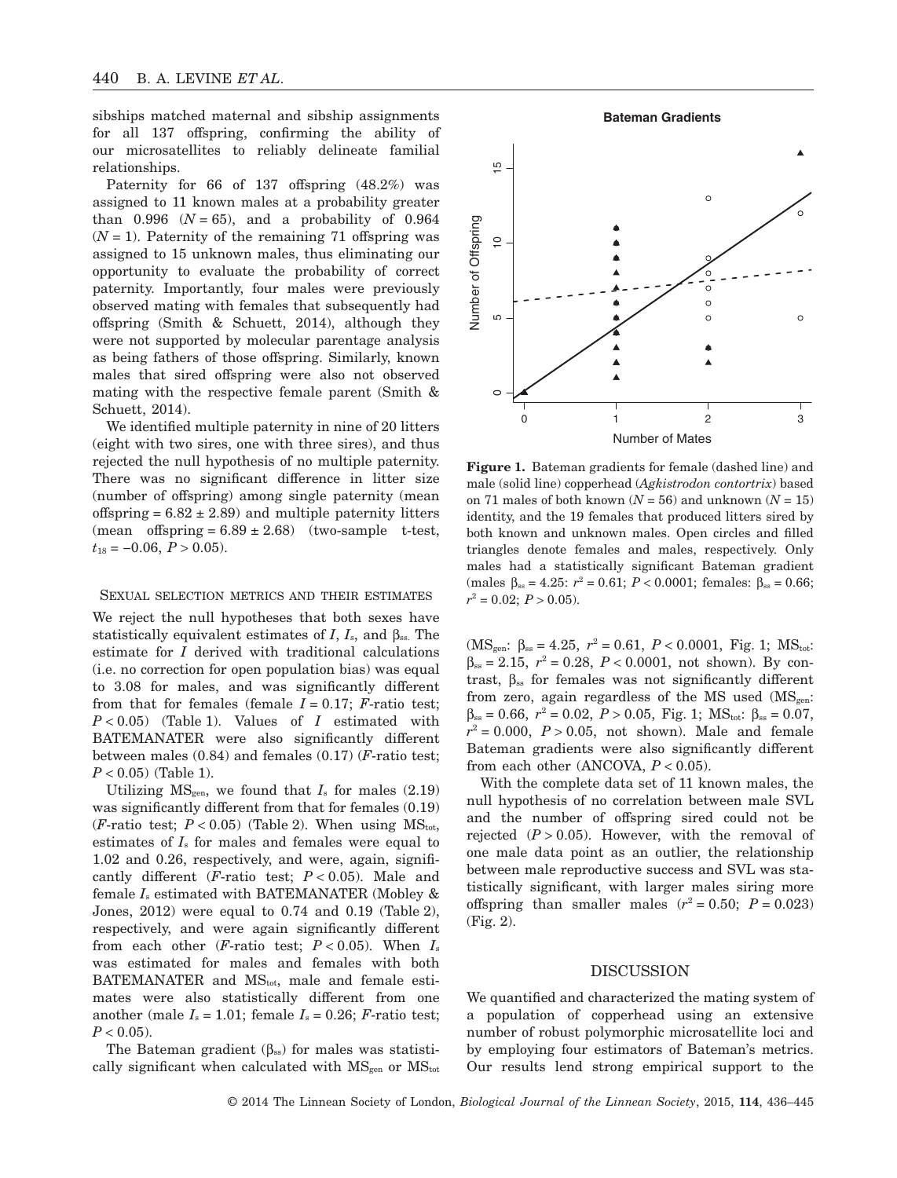sibships matched maternal and sibship assignments for all 137 offspring, confirming the ability of our microsatellites to reliably delineate familial relationships.

Paternity for 66 of 137 offspring (48.2%) was assigned to 11 known males at a probability greater than 0.996 ($N = 65$), and a probability of 0.964 ($N = 1$). Paternity of the remaining 71 offspring was assigned to 15 unknown males, thus eliminating our opportunity to evaluate the probability of correct paternity. Importantly, four males were previously observed mating with females that subsequently had offspring (Smith & Schuett, 2014), although they were not supported by molecular parentage analysis as being fathers of those offspring. Similarly, known males that sired offspring were also not observed mating with the respective female parent (Smith & Schuett, 2014).

We identified multiple paternity in nine of 20 litters (eight with two sires, one with three sires), and thus rejected the null hypothesis of no multiple paternity. There was no significant difference in litter size (number of offspring) among single paternity (mean offspring = 6.82 ± 2.89) and multiple paternity litters (mean offspring = 6.89 ± 2.68) (two-sample t-test, $t_{18} = -0.06$, $P > 0.05$).

## Sexual selection metrics and their estimates

We reject the null hypotheses that both sexes have statistically equivalent estimates of $I$, $I_s$, and $\beta_{ss}$. The estimate for $I$ derived with traditional calculations (i.e. no correction for open population bias) was equal to 3.08 for males, and was significantly different from that for females (female $I = 0.17$; $F$-ratio test; $P < 0.05$) (Table 1). Values of $I$ estimated with BATEMANATER were also significantly different between males (0.84) and females (0.17) ($F$-ratio test; $P < 0.05$) (Table 1).

Utilizing $MS_{gen}$, we found that $I_s$ for males (2.19) was significantly different from that for females (0.19) ($F$-ratio test; $P < 0.05$) (Table 2). When using $MS_{tot}$, estimates of $I_s$ for males and females were equal to 1.02 and 0.26, respectively, and were, again, significantly different ($F$-ratio test; $P < 0.05$). Male and female $I_s$ estimated with BATEMANATER (Mobley & Jones, 2012) were equal to 0.74 and 0.19 (Table 2), respectively, and were again significantly different from each other ($F$-ratio test; $P < 0.05$). When $I_s$ was estimated for males and females with both BATEMANATER and $MS_{tot}$, male and female estimates were also statistically different from one another (male $I_s = 1.01$; female $I_s = 0.26$; $F$-ratio test; $P < 0.05$).

The Bateman gradient ($\beta_{ss}$) for males was statistically significant when calculated with $MS_{gen}$ or $MS_{tot}$ ($MS_{gen}$: $\beta_{ss} = 4.25$, $r^2 = 0.61$, $P < 0.0001$, Fig. 1; $MS_{tot}$: $\beta_{ss} = 2.15$, $r^2 = 0.28$, $P < 0.0001$, not shown). By contrast, $\beta_{ss}$ for females was not significantly different from zero, again regardless of the MS used ($MS_{gen}$: $\beta_{ss} = 0.66$, $r^2 = 0.02$, $P > 0.05$, Fig. 1; $MS_{tot}$: $\beta_{ss} = 0.07$, $r^2 = 0.000$, $P > 0.05$, not shown). Male and female Bateman gradients were also significantly different from each other (ANCOVA, $P < 0.05$).

**Figure 1.** Bateman gradients for female (dashed line) and male (solid line) copperhead (*Agkistrodon contortrix*) based on 71 males of both known ($N = 56$) and unknown ($N = 15$) identity, and the 19 females that produced litters sired by both known and unknown males. Open circles and filled triangles denote females and males, respectively. Only males had a statistically significant Bateman gradient (males $\beta_{ss} = 4.25$: $r^2 = 0.61$; $P < 0.0001$; females: $\beta_{ss} = 0.66$; $r^2 = 0.02$; $P > 0.05$).

With the complete data set of 11 known males, the null hypothesis of no correlation between male SVL and the number of offspring sired could not be rejected ($P > 0.05$). However, with the removal of one male data point as an outlier, the relationship between male reproductive success and SVL was statistically significant, with larger males siring more offspring than smaller males ($r^2 = 0.50$; $P = 0.023$) (Fig. 2).

## DISCUSSION

We quantified and characterized the mating system of a population of copperhead using an extensive number of robust polymorphic microsatellite loci and by employing four estimators of Bateman's metrics. Our results lend strong empirical support to the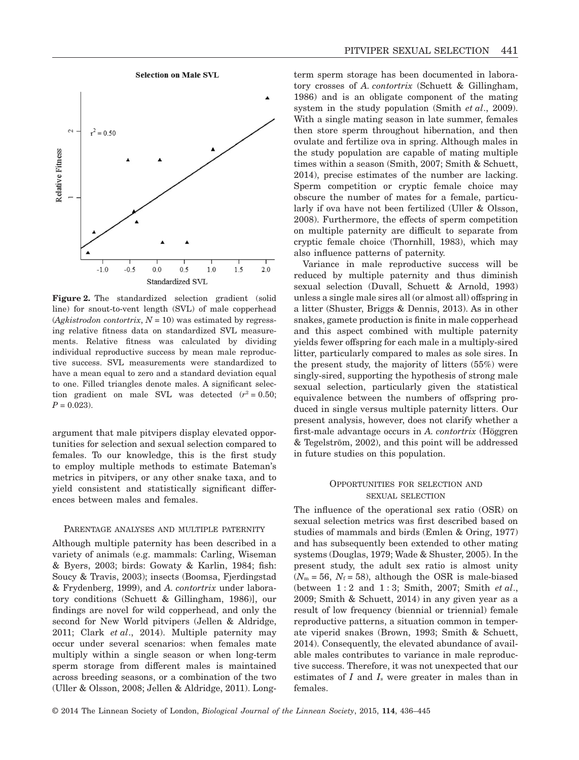**Figure 2.** The standardized selection gradient (solid line) for snout-to-vent length (SVL) of male copperhead (*Agkistrodon contortrix*, $N = 10$) was estimated by regressing relative fitness data on standardized SVL measurements. Relative fitness was calculated by dividing individual reproductive success by mean male reproductive success. SVL measurements were standardized to have a mean equal to zero and a standard deviation equal to one. Filled triangles denote males. A significant selection gradient on male SVL was detected ($r^2 = 0.50$; $P = 0.023$).

argument that male pitvipers display elevated opportunities for selection and sexual selection compared to females. To our knowledge, this is the first study to employ multiple methods to estimate Bateman's metrics in pitvipers, or any other snake taxa, and to yield consistent and statistically significant differences between males and females.

### Parentage analyses and multiple paternity

Although multiple paternity has been described in a variety of animals (e.g. mammals: Carling, Wiseman & Byers, 2003; birds: Gowaty & Karlin, 1984; fish: Soucy & Travis, 2003); insects (Boomsa, Fjerdingstad & Frydenberg, 1999), and *A. contortrix* under laboratory conditions (Schuett & Gillingham, 1986)], our findings are novel for wild copperhead, and only the second for New World pitvipers (Jellen & Aldridge, 2011; Clark *et al*., 2014). Multiple paternity may occur under several scenarios: when females mate multiply within a single season or when long-term sperm storage from different males is maintained across breeding seasons, or a combination of the two (Uller & Olsson, 2008; Jellen & Aldridge, 2011). Long-term sperm storage has been documented in laboratory crosses of *A. contortrix* (Schuett & Gillingham, 1986) and is an obligate component of the mating system in the study population (Smith *et al*., 2009). With a single mating season in late summer, females then store sperm throughout hibernation, and then ovulate and fertilize ova in spring. Although males in the study population are capable of mating multiple times within a season (Smith, 2007; Smith & Schuett, 2014), precise estimates of the number are lacking. Sperm competition or cryptic female choice may obscure the number of mates for a female, particularly if ova have not been fertilized (Uller & Olsson, 2008). Furthermore, the effects of sperm competition on multiple paternity are difficult to separate from cryptic female choice (Thornhill, 1983), which may also influence patterns of paternity.

Variance in male reproductive success will be reduced by multiple paternity and thus diminish sexual selection (Duvall, Schuett & Arnold, 1993) unless a single male sires all (or almost all) offspring in a litter (Shuster, Briggs & Dennis, 2013). As in other snakes, gamete production is finite in male copperhead and this aspect combined with multiple paternity yields fewer offspring for each male in a multiply-sired litter, particularly compared to males as sole sires. In the present study, the majority of litters (55%) were singly-sired, supporting the hypothesis of strong male sexual selection, particularly given the statistical equivalence between the numbers of offspring produced in single versus multiple paternity litters. Our present analysis, however, does not clarify whether a first-male advantage occurs in *A. contortrix* (Höggren & Tegelström, 2002), and this point will be addressed in future studies on this population.

### Opportunities for selection and sexual selection

The influence of the operational sex ratio (OSR) on sexual selection metrics was first described based on studies of mammals and birds (Emlen & Oring, 1977) and has subsequently been extended to other mating systems (Douglas, 1979; Wade & Shuster, 2005). In the present study, the adult sex ratio is almost unity ($N_m = 56$, $N_f = 58$), although the OSR is male-biased (between 1 : 2 and 1 : 3; Smith, 2007; Smith *et al*., 2009; Smith & Schuett, 2014) in any given year as a result of low frequency (biennial or triennial) female reproductive patterns, a situation common in temperate viperid snakes (Brown, 1993; Smith & Schuett, 2014). Consequently, the elevated abundance of available males contributes to variance in male reproductive success. Therefore, it was not unexpected that our estimates of $I$ and $I_s$ were greater in males than in females.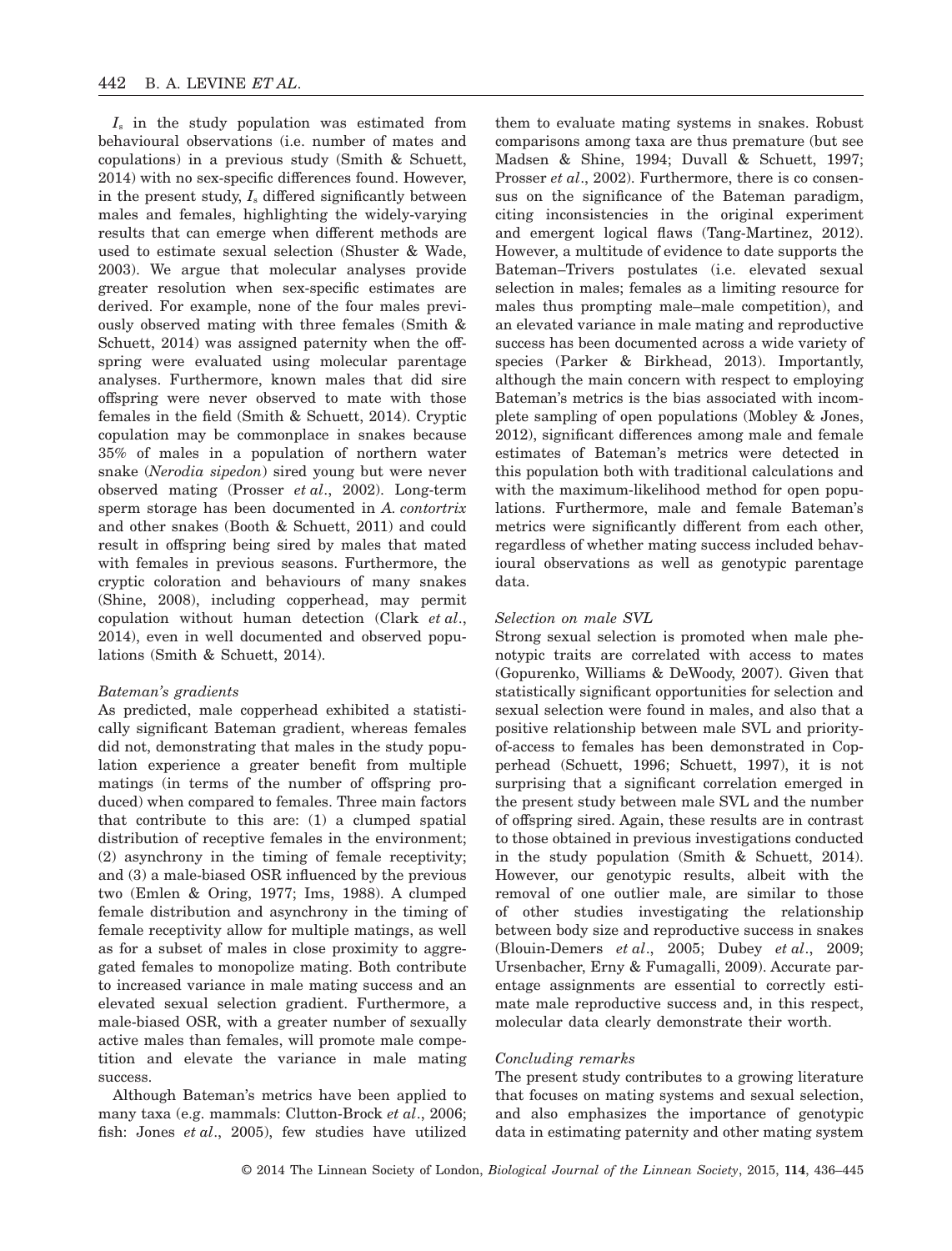$I_s$ in the study population was estimated from behavioural observations (i.e. number of mates and copulations) in a previous study (Smith & Schuett, 2014) with no sex-specific differences found. However, in the present study, $I_s$ differed significantly between males and females, highlighting the widely-varying results that can emerge when different methods are used to estimate sexual selection (Shuster & Wade, 2003). We argue that molecular analyses provide greater resolution when sex-specific estimates are derived. For example, none of the four males previously observed mating with three females (Smith & Schuett, 2014) was assigned paternity when the offspring were evaluated using molecular parentage analyses. Furthermore, known males that did sire offspring were never observed to mate with those females in the field (Smith & Schuett, 2014). Cryptic copulation may be commonplace in snakes because 35% of males in a population of northern water snake (*Nerodia sipedon*) sired young but were never observed mating (Prosser *et al*., 2002). Long-term sperm storage has been documented in *A. contortrix* and other snakes (Booth & Schuett, 2011) and could result in offspring being sired by males that mated with females in previous seasons. Furthermore, the cryptic coloration and behaviours of many snakes (Shine, 2008), including copperhead, may permit copulation without human detection (Clark *et al*., 2014), even in well documented and observed populations (Smith & Schuett, 2014).

### *Bateman's gradients*

As predicted, male copperhead exhibited a statistically significant Bateman gradient, whereas females did not, demonstrating that males in the study population experience a greater benefit from multiple matings (in terms of the number of offspring produced) when compared to females. Three main factors that contribute to this are: (1) a clumped spatial distribution of receptive females in the environment; (2) asynchrony in the timing of female receptivity; and (3) a male-biased OSR influenced by the previous two (Emlen & Oring, 1977; Ims, 1988). A clumped female distribution and asynchrony in the timing of female receptivity allow for multiple matings, as well as for a subset of males in close proximity to aggregated females to monopolize mating. Both contribute to increased variance in male mating success and an elevated sexual selection gradient. Furthermore, a male-biased OSR, with a greater number of sexually active males than females, will promote male competition and elevate the variance in male mating success.

Although Bateman's metrics have been applied to many taxa (e.g. mammals: Clutton-Brock *et al*., 2006; fish: Jones *et al*., 2005), few studies have utilized them to evaluate mating systems in snakes. Robust comparisons among taxa are thus premature (but see Madsen & Shine, 1994; Duvall & Schuett, 1997; Prosser *et al*., 2002). Furthermore, there is co consensus on the significance of the Bateman paradigm, citing inconsistencies in the original experiment and emergent logical flaws (Tang-Martinez, 2012). However, a multitude of evidence to date supports the Bateman–Trivers postulates (i.e. elevated sexual selection in males; females as a limiting resource for males thus prompting male–male competition), and an elevated variance in male mating and reproductive success has been documented across a wide variety of species (Parker & Birkhead, 2013). Importantly, although the main concern with respect to employing Bateman's metrics is the bias associated with incomplete sampling of open populations (Mobley & Jones, 2012), significant differences among male and female estimates of Bateman's metrics were detected in this population both with traditional calculations and with the maximum-likelihood method for open populations. Furthermore, male and female Bateman's metrics were significantly different from each other, regardless of whether mating success included behavioural observations as well as genotypic parentage data.

### *Selection on male SVL*

Strong sexual selection is promoted when male phenotypic traits are correlated with access to mates (Gopurenko, Williams & DeWoody, 2007). Given that statistically significant opportunities for selection and sexual selection were found in males, and also that a positive relationship between male SVL and priority-of-access to females has been demonstrated in Copperhead (Schuett, 1996; Schuett, 1997), it is not surprising that a significant correlation emerged in the present study between male SVL and the number of offspring sired. Again, these results are in contrast to those obtained in previous investigations conducted in the study population (Smith & Schuett, 2014). However, our genotypic results, albeit with the removal of one outlier male, are similar to those of other studies investigating the relationship between body size and reproductive success in snakes (Blouin-Demers *et al*., 2005; Dubey *et al*., 2009; Ursenbacher, Erny & Fumagalli, 2009). Accurate parentage assignments are essential to correctly estimate male reproductive success and, in this respect, molecular data clearly demonstrate their worth.

### *Concluding remarks*

The present study contributes to a growing literature that focuses on mating systems and sexual selection, and also emphasizes the importance of genotypic data in estimating paternity and other mating system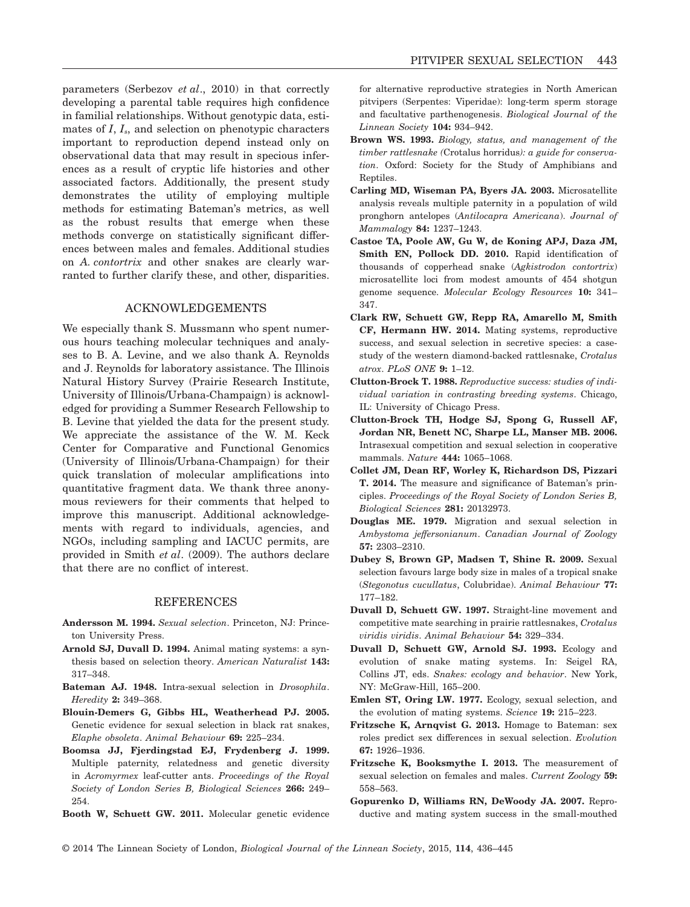parameters (Serbezov *et al*., 2010) in that correctly developing a parental table requires high confidence in familial relationships. Without genotypic data, estimates of $I$, $I_s$, and selection on phenotypic characters important to reproduction depend instead only on observational data that may result in specious inferences as a result of cryptic life histories and other associated factors. Additionally, the present study demonstrates the utility of employing multiple methods for estimating Bateman's metrics, as well as the robust results that emerge when these methods converge on statistically significant differences between males and females. Additional studies on *A. contortrix* and other snakes are clearly warranted to further clarify these, and other, disparities.

## ACKNOWLEDGEMENTS

We especially thank S. Mussmann who spent numerous hours teaching molecular techniques and analyses to B. A. Levine, and we also thank A. Reynolds and J. Reynolds for laboratory assistance. The Illinois Natural History Survey (Prairie Research Institute, University of Illinois/Urbana-Champaign) is acknowledged for providing a Summer Research Fellowship to B. Levine that yielded the data for the present study. We appreciate the assistance of the W. M. Keck Center for Comparative and Functional Genomics (University of Illinois/Urbana-Champaign) for their quick translation of molecular amplifications into quantitative fragment data. We thank three anonymous reviewers for their comments that helped to improve this manuscript. Additional acknowledgements with regard to individuals, agencies, and NGOs, including sampling and IACUC permits, are provided in Smith *et al*. (2009). The authors declare that there are no conflict of interest.

## REFERENCES

**Andersson M. 1994.** *Sexual selection*. Princeton, NJ: Princeton University Press.

**Arnold SJ, Duvall D. 1994.** Animal mating systems: a synthesis based on selection theory. *American Naturalist* **143:** 317–348.

**Bateman AJ. 1948.** Intra-sexual selection in *Drosophila*. *Heredity* **2:** 349–368.

**Blouin-Demers G, Gibbs HL, Weatherhead PJ. 2005.** Genetic evidence for sexual selection in black rat snakes, *Elaphe obsoleta*. *Animal Behaviour* **69:** 225–234.

**Boomsa JJ, Fjerdingstad EJ, Frydenberg J. 1999.** Multiple paternity, relatedness and genetic diversity in *Acromyrmex* leaf-cutter ants. *Proceedings of the Royal Society of London Series B, Biological Sciences* **266:** 249–254.

**Booth W, Schuett GW. 2011.** Molecular genetic evidence for alternative reproductive strategies in North American pitvipers (Serpentes: Viperidae): long-term sperm storage and facultative parthenogenesis. *Biological Journal of the Linnean Society* **104:** 934–942.

**Brown WS. 1993.** *Biology, status, and management of the timber rattlesnake (*Crotalus horridus*): a guide for conservation*. Oxford: Society for the Study of Amphibians and Reptiles.

**Carling MD, Wiseman PA, Byers JA. 2003.** Microsatellite analysis reveals multiple paternity in a population of wild pronghorn antelopes (*Antilocapra Americana*). *Journal of Mammalogy* **84:** 1237–1243.

**Castoe TA, Poole AW, Gu W, de Koning APJ, Daza JM, Smith EN, Pollock DD. 2010.** Rapid identification of thousands of copperhead snake (*Agkistrodon contortrix*) microsatellite loci from modest amounts of 454 shotgun genome sequence. *Molecular Ecology Resources* **10:** 341–347.

**Clark RW, Schuett GW, Repp RA, Amarello M, Smith CF, Hermann HW. 2014.** Mating systems, reproductive success, and sexual selection in secretive species: a case-study of the western diamond-backed rattlesnake, *Crotalus atrox*. *PLoS ONE* **9:** 1–12.

**Clutton-Brock T. 1988.** *Reproductive success: studies of individual variation in contrasting breeding systems*. Chicago, IL: University of Chicago Press.

**Clutton-Brock TH, Hodge SJ, Spong G, Russell AF, Jordan NR, Benett NC, Sharpe LL, Manser MB. 2006.** Intrasexual competition and sexual selection in cooperative mammals. *Nature* **444:** 1065–1068.

**Collet JM, Dean RF, Worley K, Richardson DS, Pizzari T. 2014.** The measure and significance of Bateman's principles. *Proceedings of the Royal Society of London Series B, Biological Sciences* **281:** 20132973.

**Douglas ME. 1979.** Migration and sexual selection in *Ambystoma jeffersonianum*. *Canadian Journal of Zoology* **57:** 2303–2310.

**Dubey S, Brown GP, Madsen T, Shine R. 2009.** Sexual selection favours large body size in males of a tropical snake (*Stegonotus cucullatus*, Colubridae). *Animal Behaviour* **77:** 177–182.

**Duvall D, Schuett GW. 1997.** Straight-line movement and competitive mate searching in prairie rattlesnakes, *Crotalus viridis viridis*. *Animal Behaviour* **54:** 329–334.

**Duvall D, Schuett GW, Arnold SJ. 1993.** Ecology and evolution of snake mating systems. In: Seigel RA, Collins JT, eds. *Snakes: ecology and behavior*. New York, NY: McGraw-Hill, 165–200.

**Emlen ST, Oring LW. 1977.** Ecology, sexual selection, and the evolution of mating systems. *Science* **19:** 215–223.

**Fritzsche K, Arnqvist G. 2013.** Homage to Bateman: sex roles predict sex differences in sexual selection. *Evolution* **67:** 1926–1936.

**Fritzsche K, Booksmythe I. 2013.** The measurement of sexual selection on females and males. *Current Zoology* **59:** 558–563.

**Gopurenko D, Williams RN, DeWoody JA. 2007.** Reproductive and mating system success in the small-mouthed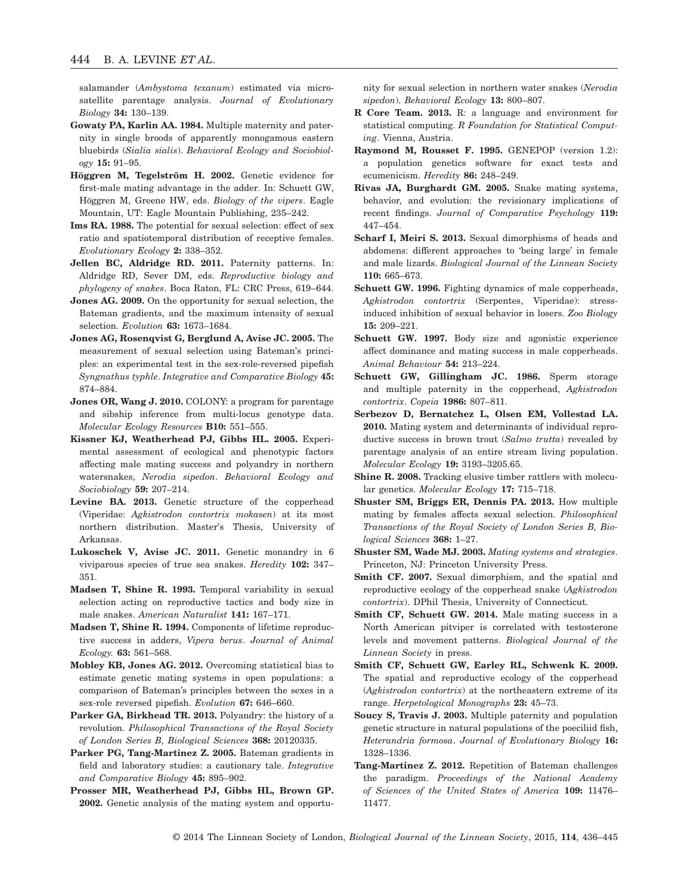salamander (*Ambystoma texanum*) estimated via microsatellite parentage analysis. *Journal of Evolutionary Biology* **34:** 130–139.

**Gowaty PA, Karlin AA. 1984.** Multiple maternity and paternity in single broods of apparently monogamous eastern bluebirds (*Sialia sialis*). *Behavioral Ecology and Sociobiology* **15:** 91–95.

**Höggren M, Tegelström H. 2002.** Genetic evidence for first-male mating advantage in the adder. In: Schuett GW, Höggren M, Greene HW, eds. *Biology of the vipers*. Eagle Mountain, UT: Eagle Mountain Publishing, 235–242.

**Ims RA. 1988.** The potential for sexual selection: effect of sex ratio and spatiotemporal distribution of receptive females. *Evolutionary Ecology* **2:** 338–352.

**Jellen BC, Aldridge RD. 2011.** Paternity patterns. In: Aldridge RD, Sever DM, eds. *Reproductive biology and phylogeny of snakes*. Boca Raton, FL: CRC Press, 619–644.

**Jones AG. 2009.** On the opportunity for sexual selection, the Bateman gradients, and the maximum intensity of sexual selection. *Evolution* **63:** 1673–1684.

**Jones AG, Rosenqvist G, Berglund A, Avise JC. 2005.** The measurement of sexual selection using Bateman's principles: an experimental test in the sex-role-reversed pipefish *Syngnathus typhle*. *Integrative and Comparative Biology* **45:** 874–884.

**Jones OR, Wang J. 2010.** COLONY: a program for parentage and sibship inference from multi-locus genotype data. *Molecular Ecology Resources* **B10:** 551–555.

**Kissner KJ, Weatherhead PJ, Gibbs HL. 2005.** Experimental assessment of ecological and phenotypic factors affecting male mating success and polyandry in northern watersnakes, *Nerodia sipedon*. *Behavioral Ecology and Sociobiology* **59:** 207–214.

**Levine BA. 2013.** Genetic structure of the copperhead (Viperidae: *Agkistrodon contortrix mokasen*) at its most northern distribution. Master's Thesis, University of Arkansas.

**Lukoschek V, Avise JC. 2011.** Genetic monandry in 6 viviparous species of true sea snakes. *Heredity* **102:** 347–351.

**Madsen T, Shine R. 1993.** Temporal variability in sexual selection acting on reproductive tactics and body size in male snakes. *American Naturalist* **141:** 167–171.

**Madsen T, Shine R. 1994.** Components of lifetime reproductive success in adders, *Vipera berus*. *Journal of Animal Ecology.* **63:** 561–568.

**Mobley KB, Jones AG. 2012.** Overcoming statistical bias to estimate genetic mating systems in open populations: a comparison of Bateman's principles between the sexes in a sex-role reversed pipefish. *Evolution* **67:** 646–660.

**Parker GA, Birkhead TR. 2013.** Polyandry: the history of a revolution. *Philosophical Transactions of the Royal Society of London Series B, Biological Sciences* **368:** 20120335.

**Parker PG, Tang-Martinez Z. 2005.** Bateman gradients in field and laboratory studies: a cautionary tale. *Integrative and Comparative Biology* **45:** 895–902.

**Prosser MR, Weatherhead PJ, Gibbs HL, Brown GP. 2002.** Genetic analysis of the mating system and opportunity for sexual selection in northern water snakes (*Nerodia sipedon*). *Behavioral Ecology* **13:** 800–807.

**R Core Team. 2013.** R: a language and environment for statistical computing. *R Foundation for Statistical Computing*. Vienna, Austria.

**Raymond M, Rousset F. 1995.** GENEPOP (version 1.2): a population genetics software for exact tests and ecumenicism. *Heredity* **86:** 248–249.

**Rivas JA, Burghardt GM. 2005.** Snake mating systems, behavior, and evolution: the revisionary implications of recent findings. *Journal of Comparative Psychology* **119:** 447–454.

**Scharf I, Meiri S. 2013.** Sexual dimorphisms of heads and abdomens: different approaches to 'being large' in female and male lizards. *Biological Journal of the Linnean Society* **110:** 665–673.

**Schuett GW. 1996.** Fighting dynamics of male copperheads, *Agkistrodon contortrix* (Serpentes, Viperidae): stress-induced inhibition of sexual behavior in losers. *Zoo Biology* **15:** 209–221.

**Schuett GW. 1997.** Body size and agonistic experience affect dominance and mating success in male copperheads. *Animal Behaviour* **54:** 213–224.

**Schuett GW, Gillingham JC. 1986.** Sperm storage and multiple paternity in the copperhead, *Agkistrodon contortrix*. *Copeia* **1986:** 807–811.

**Serbezov D, Bernatchez L, Olsen EM, Vollestad LA. 2010.** Mating system and determinants of individual reproductive success in brown trout (*Salmo trutta*) revealed by parentage analysis of an entire stream living population. *Molecular Ecology* **19:** 3193–3205.65.

**Shine R. 2008.** Tracking elusive timber rattlers with molecular genetics. *Molecular Ecology* **17:** 715–718.

**Shuster SM, Briggs ER, Dennis PA. 2013.** How multiple mating by females affects sexual selection. *Philosophical Transactions of the Royal Society of London Series B, Biological Sciences* **368:** 1–27.

**Shuster SM, Wade MJ. 2003.** *Mating systems and strategies*. Princeton, NJ: Princeton University Press.

**Smith CF. 2007.** Sexual dimorphism, and the spatial and reproductive ecology of the copperhead snake (*Agkistrodon contortrix*). DPhil Thesis, University of Connecticut.

**Smith CF, Schuett GW. 2014.** Male mating success in a North American pitviper is correlated with testosterone levels and movement patterns. *Biological Journal of the Linnean Society* in press.

**Smith CF, Schuett GW, Earley RL, Schwenk K. 2009.** The spatial and reproductive ecology of the copperhead (*Agkistrodon contortrix*) at the northeastern extreme of its range. *Herpetological Monographs* **23:** 45–73.

**Soucy S, Travis J. 2003.** Multiple paternity and population genetic structure in natural populations of the poeciliid fish, *Heterandria formosa*. *Journal of Evolutionary Biology* **16:** 1328–1336.

**Tang-Martinez Z. 2012.** Repetition of Bateman challenges the paradigm. *Proceedings of the National Academy of Sciences of the United States of America* **109:** 11476–11477.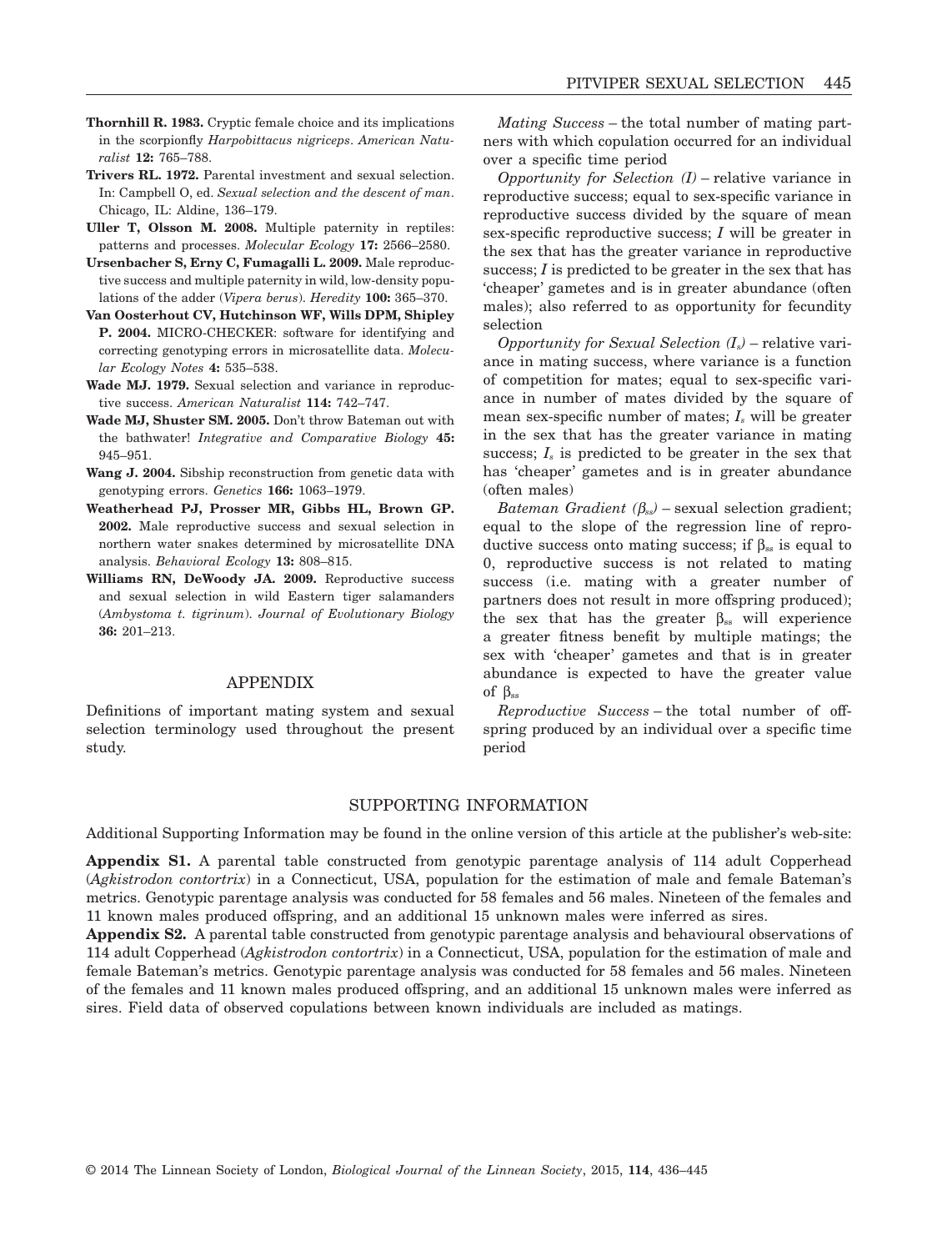**Thornhill R. 1983.** Cryptic female choice and its implications in the scorpionfly *Harpobittacus nigriceps*. *American Naturalist* **12:** 765–788.

**Trivers RL. 1972.** Parental investment and sexual selection. In: Campbell O, ed. *Sexual selection and the descent of man*. Chicago, IL: Aldine, 136–179.

**Uller T, Olsson M. 2008.** Multiple paternity in reptiles: patterns and processes. *Molecular Ecology* **17:** 2566–2580.

**Ursenbacher S, Erny C, Fumagalli L. 2009.** Male reproductive success and multiple paternity in wild, low-density populations of the adder (*Vipera berus*). *Heredity* **100:** 365–370.

**Van Oosterhout CV, Hutchinson WF, Wills DPM, Shipley P. 2004.** MICRO-CHECKER: software for identifying and correcting genotyping errors in microsatellite data. *Molecular Ecology Notes* **4:** 535–538.

**Wade MJ. 1979.** Sexual selection and variance in reproductive success. *American Naturalist* **114:** 742–747.

**Wade MJ, Shuster SM. 2005.** Don't throw Bateman out with the bathwater! *Integrative and Comparative Biology* **45:** 945–951.

**Wang J. 2004.** Sibship reconstruction from genetic data with genotyping errors. *Genetics* **166:** 1063–1979.

**Weatherhead PJ, Prosser MR, Gibbs HL, Brown GP. 2002.** Male reproductive success and sexual selection in northern water snakes determined by microsatellite DNA analysis. *Behavioral Ecology* **13:** 808–815.

**Williams RN, DeWoody JA. 2009.** Reproductive success and sexual selection in wild Eastern tiger salamanders (*Ambystoma t. tigrinum*). *Journal of Evolutionary Biology* **36:** 201–213.

## APPENDIX

Definitions of important mating system and sexual selection terminology used throughout the present study.

*Mating Success* – the total number of mating partners with which copulation occurred for an individual over a specific time period

*Opportunity for Selection (I)* – relative variance in reproductive success; equal to sex-specific variance in reproductive success divided by the square of mean sex-specific reproductive success; $I$ will be greater in the sex that has the greater variance in reproductive success; $I$ is predicted to be greater in the sex that has 'cheaper' gametes and is in greater abundance (often males); also referred to as opportunity for fecundity selection

*Opportunity for Sexual Selection ($I_s$)* – relative variance in mating success, where variance is a function of competition for mates; equal to sex-specific variance in number of mates divided by the square of mean sex-specific number of mates; $I_s$ will be greater in the sex that has the greater variance in mating success; $I_s$ is predicted to be greater in the sex that has 'cheaper' gametes and is in greater abundance (often males)

*Bateman Gradient ($\beta_{ss}$)* – sexual selection gradient; equal to the slope of the regression line of reproductive success onto mating success; if $\beta_{ss}$ is equal to 0, reproductive success is not related to mating success (i.e. mating with a greater number of partners does not result in more offspring produced); the sex that has the greater $\beta_{ss}$ will experience a greater fitness benefit by multiple matings; the sex with 'cheaper' gametes and that is in greater abundance is expected to have the greater value of $\beta_{ss}$

*Reproductive Success* – the total number of offspring produced by an individual over a specific time period

## SUPPORTING INFORMATION

Additional Supporting Information may be found in the online version of this article at the publisher's web-site:

**Appendix S1.** A parental table constructed from genotypic parentage analysis of 114 adult Copperhead (*Agkistrodon contortrix*) in a Connecticut, USA, population for the estimation of male and female Bateman's metrics. Genotypic parentage analysis was conducted for 58 females and 56 males. Nineteen of the females and 11 known males produced offspring, and an additional 15 unknown males were inferred as sires.

**Appendix S2.** A parental table constructed from genotypic parentage analysis and behavioural observations of 114 adult Copperhead (*Agkistrodon contortrix*) in a Connecticut, USA, population for the estimation of male and female Bateman's metrics. Genotypic parentage analysis was conducted for 58 females and 56 males. Nineteen of the females and 11 known males produced offspring, and an additional 15 unknown males were inferred as sires. Field data of observed copulations between known individuals are included as matings.